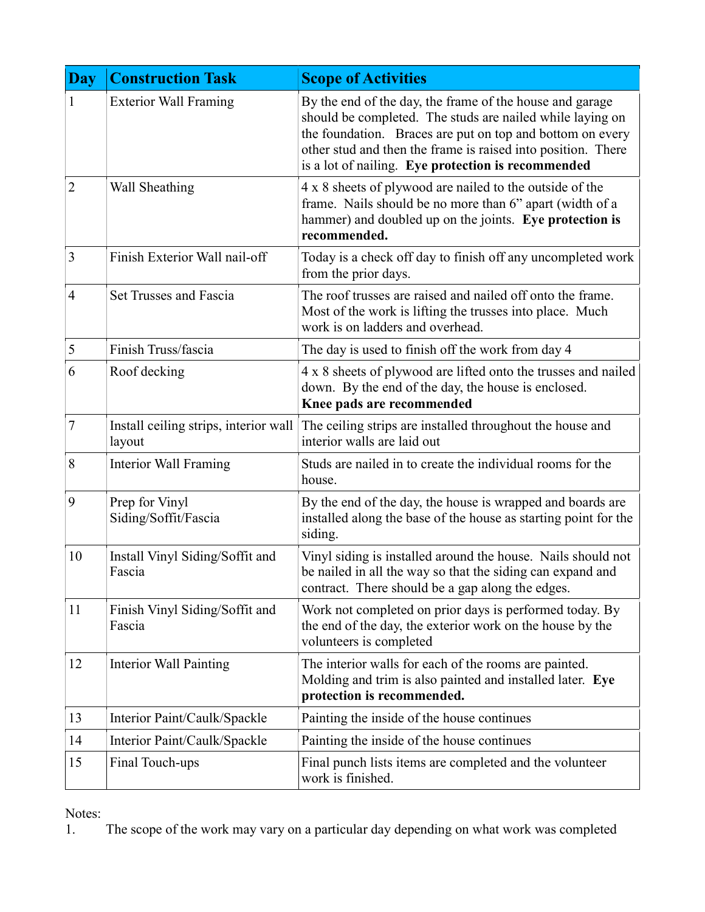| Day | Construction Task | Scope of Activities |
| --- | --- | --- |
| 1 | Exterior Wall Framing | By the end of the day, the frame of the house and garage should be completed. The studs are nailed while laying on the foundation. Braces are put on top and bottom on every other stud and then the frame is raised into position. There is a lot of nailing. **Eye protection is recommended** |
| 2 | Wall Sheathing | 4 x 8 sheets of plywood are nailed to the outside of the frame. Nails should be no more than 6" apart (width of a hammer) and doubled up on the joints. **Eye protection is recommended.** |
| 3 | Finish Exterior Wall nail-off | Today is a check off day to finish off any uncompleted work from the prior days. |
| 4 | Set Trusses and Fascia | The roof trusses are raised and nailed off onto the frame. Most of the work is lifting the trusses into place. Much work is on ladders and overhead. |
| 5 | Finish Truss/fascia | The day is used to finish off the work from day 4 |
| 6 | Roof decking | 4 x 8 sheets of plywood are lifted onto the trusses and nailed down. By the end of the day, the house is enclosed. **Knee pads are recommended** |
| 7 | Install ceiling strips, interior wall layout | The ceiling strips are installed throughout the house and interior walls are laid out |
| 8 | Interior Wall Framing | Studs are nailed in to create the individual rooms for the house. |
| 9 | Prep for Vinyl Siding/Soffit/Fascia | By the end of the day, the house is wrapped and boards are installed along the base of the house as starting point for the siding. |
| 10 | Install Vinyl Siding/Soffit and Fascia | Vinyl siding is installed around the house. Nails should not be nailed in all the way so that the siding can expand and contract. There should be a gap along the edges. |
| 11 | Finish Vinyl Siding/Soffit and Fascia | Work not completed on prior days is performed today. By the end of the day, the exterior work on the house by the volunteers is completed |
| 12 | Interior Wall Painting | The interior walls for each of the rooms are painted. Molding and trim is also painted and installed later. **Eye protection is recommended.** |
| 13 | Interior Paint/Caulk/Spackle | Painting the inside of the house continues |
| 14 | Interior Paint/Caulk/Spackle | Painting the inside of the house continues |
| 15 | Final Touch-ups | Final punch lists items are completed and the volunteer work is finished. |

Notes:

1. The scope of the work may vary on a particular day depending on what work was completed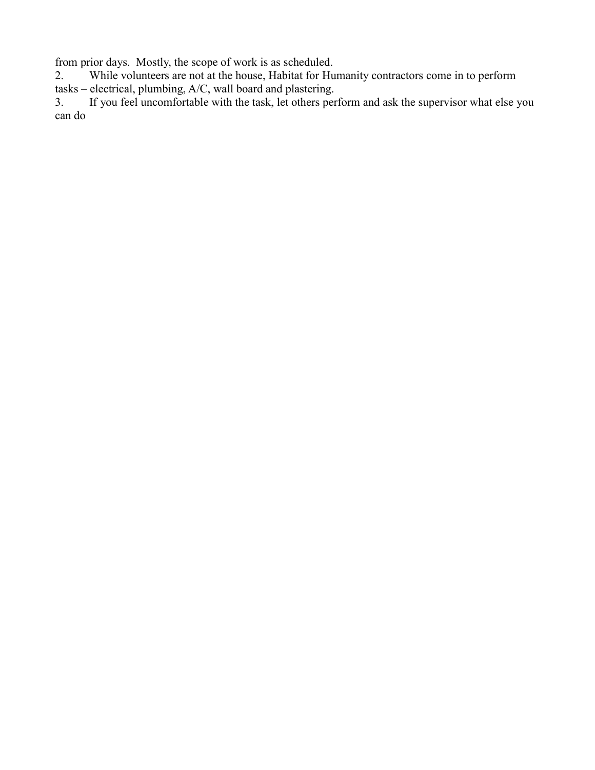from prior days. Mostly, the scope of work is as scheduled.

2. While volunteers are not at the house, Habitat for Humanity contractors come in to perform tasks – electrical, plumbing, A/C, wall board and plastering.
3. If you feel uncomfortable with the task, let others perform and ask the supervisor what else you can do